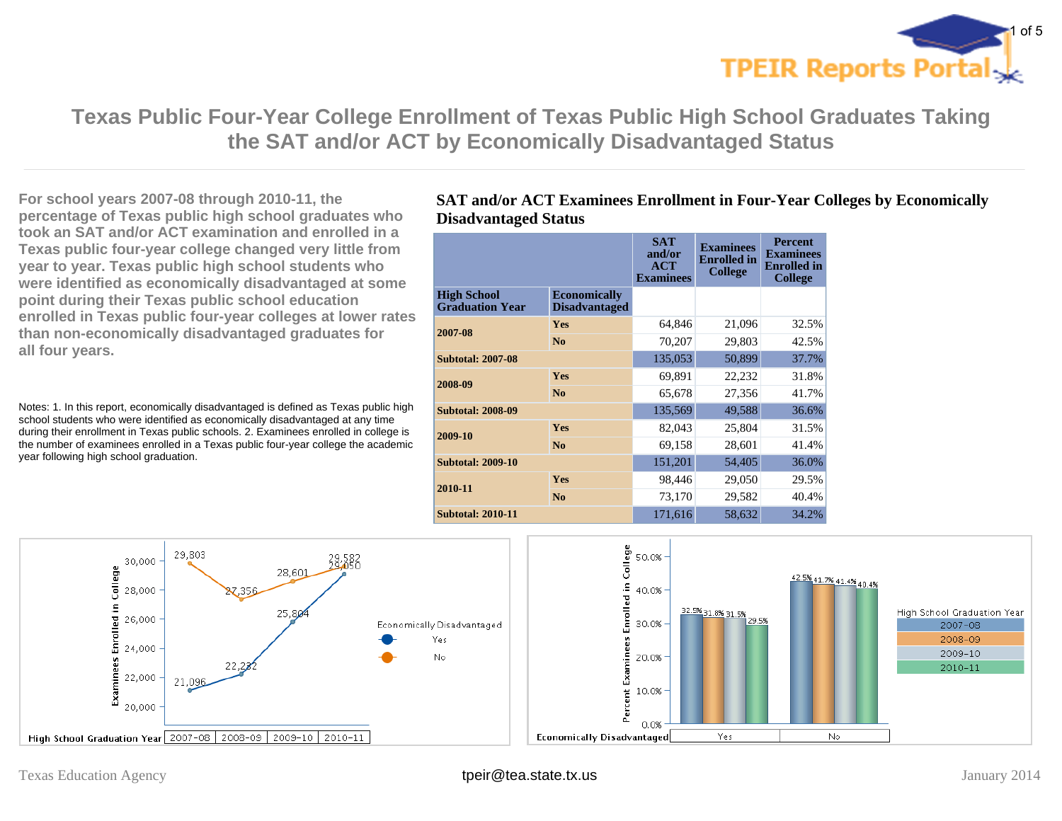# Texas Public Four-Year College Enrollment of Texas Public High School Graduates Taking the SAT and/or ACT by Economically Disadvantaged Status

**For school years 2007-08 through 2010-11, the percentage of Texas public high school graduates who took an SAT and/or ACT examination and enrolled in a Texas public four-year college changed very little from year to year. Texas public high school students who were identified as economically disadvantaged at some point during their Texas public school education enrolled in Texas public four-year colleges at lower rates than non-economically disadvantaged graduates for all four years.**

Notes: 1. In this report, economically disadvantaged is defined as Texas public high school students who were identified as economically disadvantaged at any time during their enrollment in Texas public schools. 2. Examinees enrolled in college is the number of examinees enrolled in a Texas public four-year college the academic year following high school graduation.

## SAT and/or ACT Examinees Enrollment in Four-Year Colleges by Economically Disadvantaged Status

| High School Graduation Year | Economically Disadvantaged | SAT and/or ACT Examinees | Examinees Enrolled in College | Percent Examinees Enrolled in College |
|---|---|---|---|---|
| 2007-08 | Yes | 64,846 | 21,096 | 32.5% |
| | No | 70,207 | 29,803 | 42.5% |
| Subtotal: 2007-08 | | 135,053 | 50,899 | 37.7% |
| 2008-09 | Yes | 69,891 | 22,232 | 31.8% |
| | No | 65,678 | 27,356 | 41.7% |
| Subtotal: 2008-09 | | 135,569 | 49,588 | 36.6% |
| 2009-10 | Yes | 82,043 | 25,804 | 31.5% |
| | No | 69,158 | 28,601 | 41.4% |
| Subtotal: 2009-10 | | 151,201 | 54,405 | 36.0% |
| 2010-11 | Yes | 98,446 | 29,050 | 29.5% |
| | No | 73,170 | 29,582 | 40.4% |
| Subtotal: 2010-11 | | 171,616 | 58,632 | 34.2% |

Texas Education Agency · tpeir@tea.state.tx.us · January 2014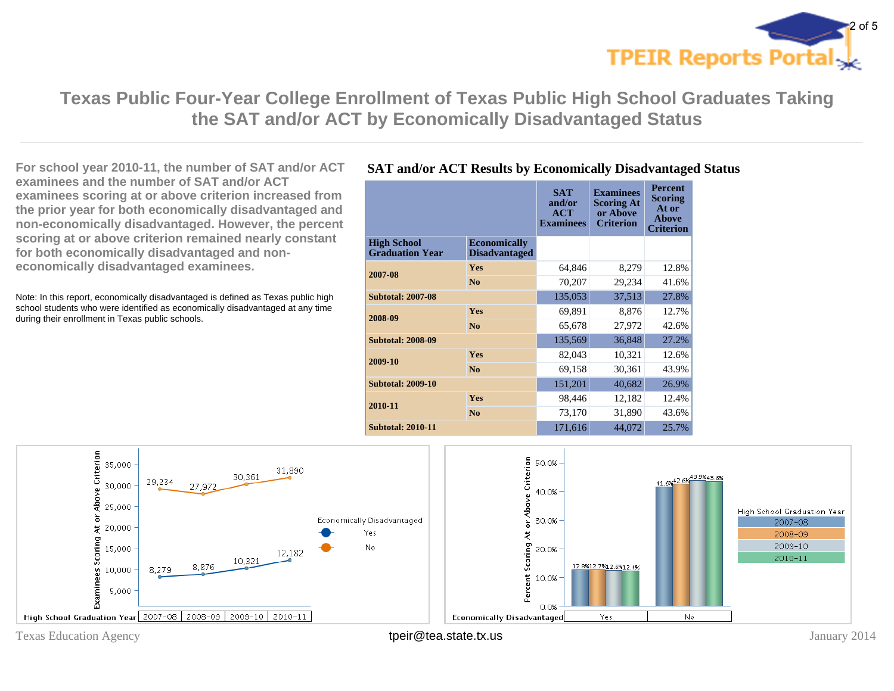# Texas Public Four-Year College Enrollment of Texas Public High School Graduates Taking the SAT and/or ACT by Economically Disadvantaged Status

**For school year 2010-11, the number of SAT and/or ACT examinees and the number of SAT and/or ACT examinees scoring at or above criterion increased from the prior year for both economically disadvantaged and non-economically disadvantaged. However, the percent scoring at or above criterion remained nearly constant for both economically disadvantaged and non-economically disadvantaged examinees.**

Note: In this report, economically disadvantaged is defined as Texas public high school students who were identified as economically disadvantaged at any time during their enrollment in Texas public schools.

## SAT and/or ACT Results by Economically Disadvantaged Status

| High School Graduation Year | Economically Disadvantaged | SAT and/or ACT Examinees | Examinees Scoring At or Above Criterion | Percent Scoring At or Above Criterion |
|---|---|---|---|---|
| 2007-08 | Yes | 64,846 | 8,279 | 12.8% |
| | No | 70,207 | 29,234 | 41.6% |
| **Subtotal: 2007-08** | | 135,053 | 37,513 | 27.8% |
| 2008-09 | Yes | 69,891 | 8,876 | 12.7% |
| | No | 65,678 | 27,972 | 42.6% |
| **Subtotal: 2008-09** | | 135,569 | 36,848 | 27.2% |
| 2009-10 | Yes | 82,043 | 10,321 | 12.6% |
| | No | 69,158 | 30,361 | 43.9% |
| **Subtotal: 2009-10** | | 151,201 | 40,682 | 26.9% |
| 2010-11 | Yes | 98,446 | 12,182 | 12.4% |
| | No | 73,170 | 31,890 | 43.6% |
| **Subtotal: 2010-11** | | 171,616 | 44,072 | 25.7% |

Examinees Scoring At or Above Criterion, by High School Graduation Year and Economically Disadvantaged status:

| Economically Disadvantaged | 2007-08 | 2008-09 | 2009-10 | 2010-11 |
|---|---|---|---|---|
| Yes | 8,279 | 8,876 | 10,321 | 12,182 |
| No | 29,234 | 27,972 | 30,361 | 31,890 |

Percent Scoring At or Above Criterion, by Economically Disadvantaged status and High School Graduation Year:

| Economically Disadvantaged | 2007-08 | 2008-09 | 2009-10 | 2010-11 |
|---|---|---|---|---|
| Yes | 12.8% | 12.7% | 12.6% | 12.4% |
| No | 41.6% | 42.6% | 43.9% | 43.6% |

Texas Education Agency tpeir@tea.state.tx.us January 2014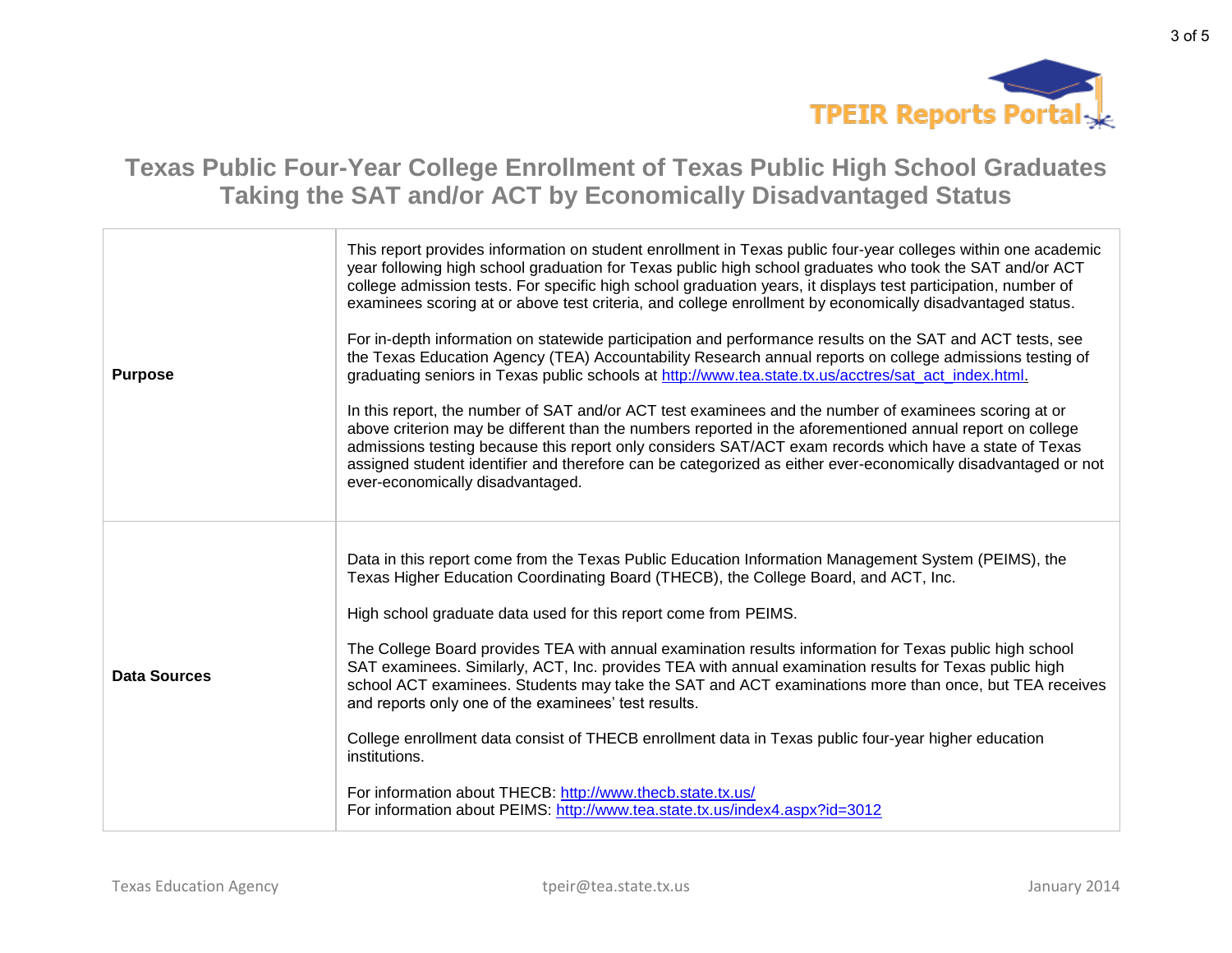# Texas Public Four-Year College Enrollment of Texas Public High School Graduates Taking the SAT and/or ACT by Economically Disadvantaged Status

| | |
|---|---|
| **Purpose** | This report provides information on student enrollment in Texas public four-year colleges within one academic year following high school graduation for Texas public high school graduates who took the SAT and/or ACT college admission tests. For specific high school graduation years, it displays test participation, number of examinees scoring at or above test criteria, and college enrollment by economically disadvantaged status.<br><br>For in-depth information on statewide participation and performance results on the SAT and ACT tests, see the Texas Education Agency (TEA) Accountability Research annual reports on college admissions testing of graduating seniors in Texas public schools at http://www.tea.state.tx.us/acctres/sat_act_index.html.<br><br>In this report, the number of SAT and/or ACT test examinees and the number of examinees scoring at or above criterion may be different than the numbers reported in the aforementioned annual report on college admissions testing because this report only considers SAT/ACT exam records which have a state of Texas assigned student identifier and therefore can be categorized as either ever-economically disadvantaged or not ever-economically disadvantaged. |
| **Data Sources** | Data in this report come from the Texas Public Education Information Management System (PEIMS), the Texas Higher Education Coordinating Board (THECB), the College Board, and ACT, Inc.<br><br>High school graduate data used for this report come from PEIMS.<br><br>The College Board provides TEA with annual examination results information for Texas public high school SAT examinees. Similarly, ACT, Inc. provides TEA with annual examination results for Texas public high school ACT examinees. Students may take the SAT and ACT examinations more than once, but TEA receives and reports only one of the examinees' test results.<br><br>College enrollment data consist of THECB enrollment data in Texas public four-year higher education institutions.<br><br>For information about THECB: http://www.thecb.state.tx.us/<br>For information about PEIMS: http://www.tea.state.tx.us/index4.aspx?id=3012 |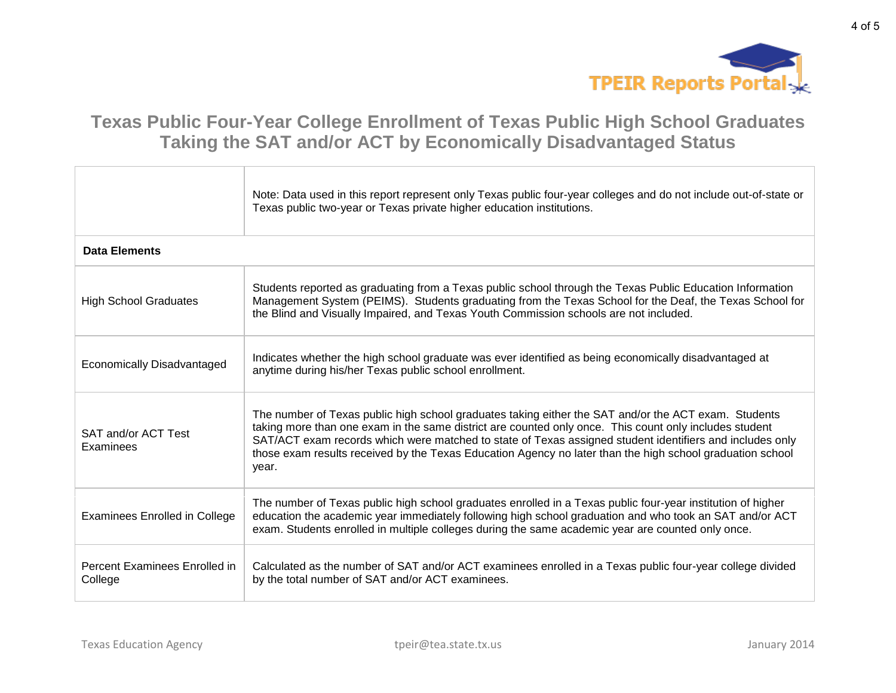# Texas Public Four-Year College Enrollment of Texas Public High School Graduates Taking the SAT and/or ACT by Economically Disadvantaged Status

| | |
|---|---|
| | Note: Data used in this report represent only Texas public four-year colleges and do not include out-of-state or Texas public two-year or Texas private higher education institutions. |
| **Data Elements** | |
| High School Graduates | Students reported as graduating from a Texas public school through the Texas Public Education Information Management System (PEIMS). Students graduating from the Texas School for the Deaf, the Texas School for the Blind and Visually Impaired, and Texas Youth Commission schools are not included. |
| Economically Disadvantaged | Indicates whether the high school graduate was ever identified as being economically disadvantaged at anytime during his/her Texas public school enrollment. |
| SAT and/or ACT Test Examinees | The number of Texas public high school graduates taking either the SAT and/or the ACT exam. Students taking more than one exam in the same district are counted only once. This count only includes student SAT/ACT exam records which were matched to state of Texas assigned student identifiers and includes only those exam results received by the Texas Education Agency no later than the high school graduation school year. |
| Examinees Enrolled in College | The number of Texas public high school graduates enrolled in a Texas public four-year institution of higher education the academic year immediately following high school graduation and who took an SAT and/or ACT exam. Students enrolled in multiple colleges during the same academic year are counted only once. |
| Percent Examinees Enrolled in College | Calculated as the number of SAT and/or ACT examinees enrolled in a Texas public four-year college divided by the total number of SAT and/or ACT examinees. |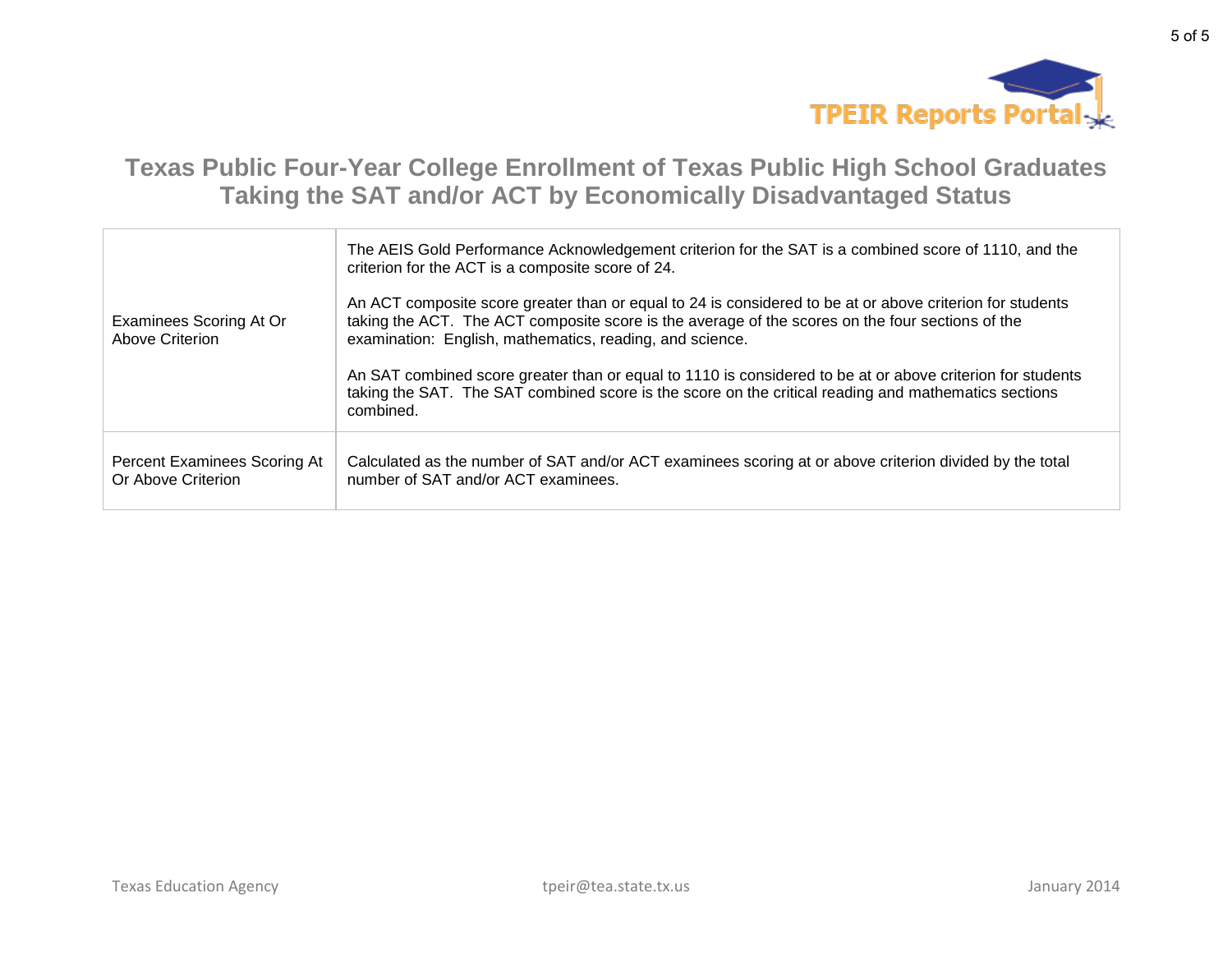# Texas Public Four-Year College Enrollment of Texas Public High School Graduates Taking the SAT and/or ACT by Economically Disadvantaged Status

| | |
|---|---|
| Examinees Scoring At Or Above Criterion | The AEIS Gold Performance Acknowledgement criterion for the SAT is a combined score of 1110, and the criterion for the ACT is a composite score of 24.<br><br>An ACT composite score greater than or equal to 24 is considered to be at or above criterion for students taking the ACT. The ACT composite score is the average of the scores on the four sections of the examination: English, mathematics, reading, and science.<br><br>An SAT combined score greater than or equal to 1110 is considered to be at or above criterion for students taking the SAT. The SAT combined score is the score on the critical reading and mathematics sections combined. |
| Percent Examinees Scoring At Or Above Criterion | Calculated as the number of SAT and/or ACT examinees scoring at or above criterion divided by the total number of SAT and/or ACT examinees. |